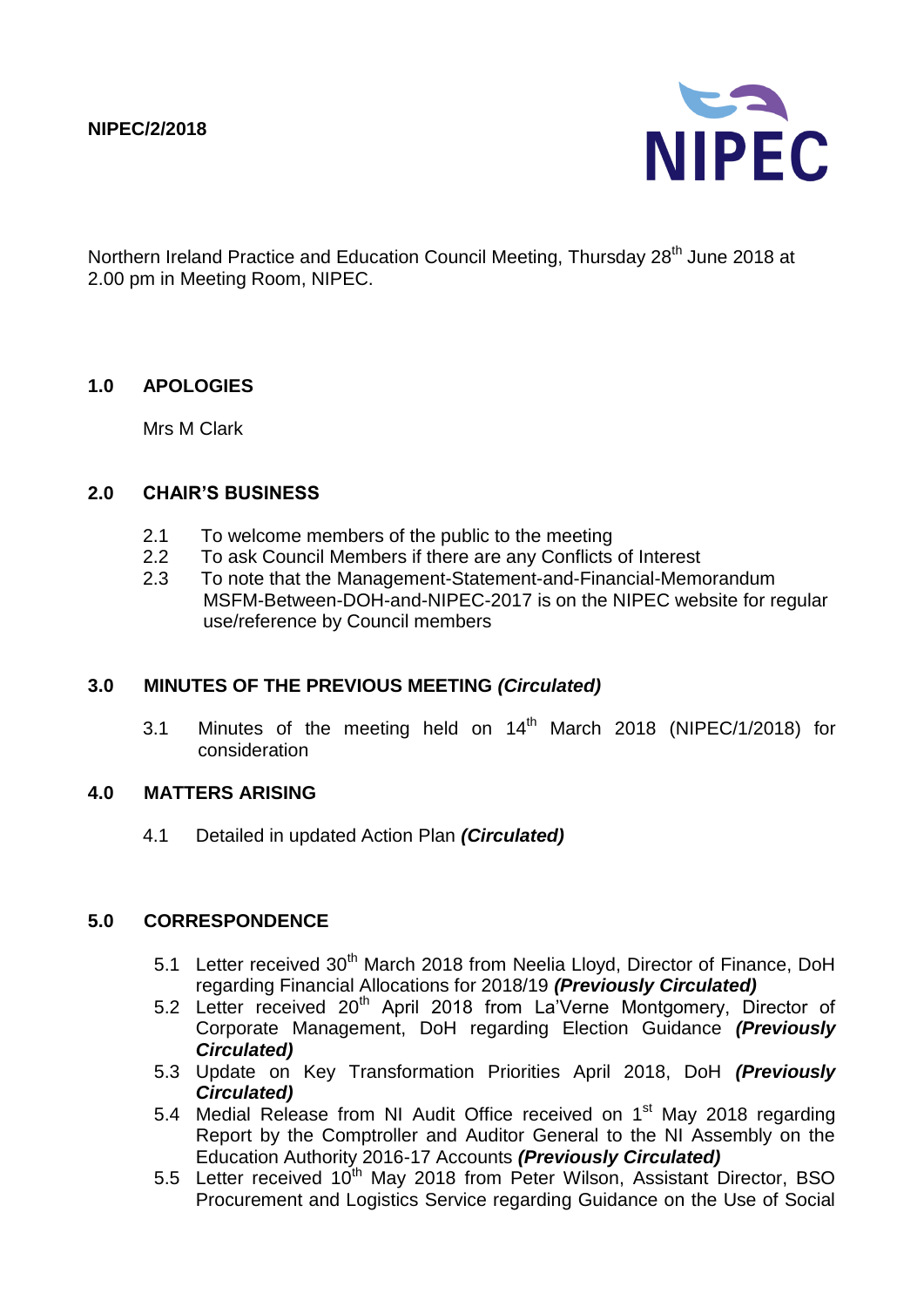**NIPEC/2/2018**

NIPEC

Northern Ireland Practice and Education Council Meeting, Thursday 28th June 2018 at 2.00 pm in Meeting Room, NIPEC.

## 1.0 APOLOGIES

Mrs M Clark

## 2.0 CHAIR'S BUSINESS

2.1 To welcome members of the public to the meeting
2.2 To ask Council Members if there are any Conflicts of Interest
2.3 To note that the Management-Statement-and-Financial-Memorandum MSFM-Between-DOH-and-NIPEC-2017 is on the NIPEC website for regular use/reference by Council members

## 3.0 MINUTES OF THE PREVIOUS MEETING *(Circulated)*

3.1 Minutes of the meeting held on 14th March 2018 (NIPEC/1/2018) for consideration

## 4.0 MATTERS ARISING

4.1 Detailed in updated Action Plan ***(Circulated)***

## 5.0 CORRESPONDENCE

5.1 Letter received 30th March 2018 from Neelia Lloyd, Director of Finance, DoH regarding Financial Allocations for 2018/19 ***(Previously Circulated)***
5.2 Letter received 20th April 2018 from La'Verne Montgomery, Director of Corporate Management, DoH regarding Election Guidance ***(Previously Circulated)***
5.3 Update on Key Transformation Priorities April 2018, DoH ***(Previously Circulated)***
5.4 Medial Release from NI Audit Office received on 1st May 2018 regarding Report by the Comptroller and Auditor General to the NI Assembly on the Education Authority 2016-17 Accounts ***(Previously Circulated)***
5.5 Letter received 10th May 2018 from Peter Wilson, Assistant Director, BSO Procurement and Logistics Service regarding Guidance on the Use of Social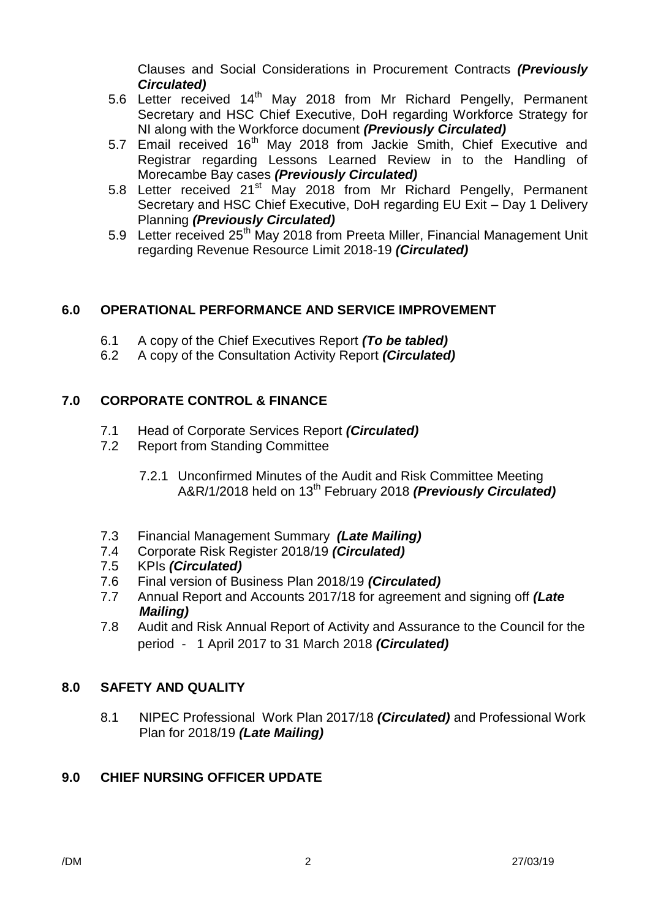Clauses and Social Considerations in Procurement Contracts ***(Previously Circulated)***

5.6 Letter received 14th May 2018 from Mr Richard Pengelly, Permanent Secretary and HSC Chief Executive, DoH regarding Workforce Strategy for NI along with the Workforce document ***(Previously Circulated)***

5.7 Email received 16th May 2018 from Jackie Smith, Chief Executive and Registrar regarding Lessons Learned Review in to the Handling of Morecambe Bay cases ***(Previously Circulated)***

5.8 Letter received 21st May 2018 from Mr Richard Pengelly, Permanent Secretary and HSC Chief Executive, DoH regarding EU Exit – Day 1 Delivery Planning ***(Previously Circulated)***

5.9 Letter received 25th May 2018 from Preeta Miller, Financial Management Unit regarding Revenue Resource Limit 2018-19 ***(Circulated)***

## 6.0 OPERATIONAL PERFORMANCE AND SERVICE IMPROVEMENT

6.1 A copy of the Chief Executives Report ***(To be tabled)***

6.2 A copy of the Consultation Activity Report ***(Circulated)***

## 7.0 CORPORATE CONTROL & FINANCE

7.1 Head of Corporate Services Report ***(Circulated)***

7.2 Report from Standing Committee

7.2.1 Unconfirmed Minutes of the Audit and Risk Committee Meeting A&R/1/2018 held on 13th February 2018 ***(Previously Circulated)***

7.3 Financial Management Summary ***(Late Mailing)***

7.4 Corporate Risk Register 2018/19 ***(Circulated)***

7.5 KPIs ***(Circulated)***

7.6 Final version of Business Plan 2018/19 ***(Circulated)***

7.7 Annual Report and Accounts 2017/18 for agreement and signing off ***(Late Mailing)***

7.8 Audit and Risk Annual Report of Activity and Assurance to the Council for the period - 1 April 2017 to 31 March 2018 ***(Circulated)***

## 8.0 SAFETY AND QUALITY

8.1 NIPEC Professional Work Plan 2017/18 ***(Circulated)*** and Professional Work Plan for 2018/19 ***(Late Mailing)***

## 9.0 CHIEF NURSING OFFICER UPDATE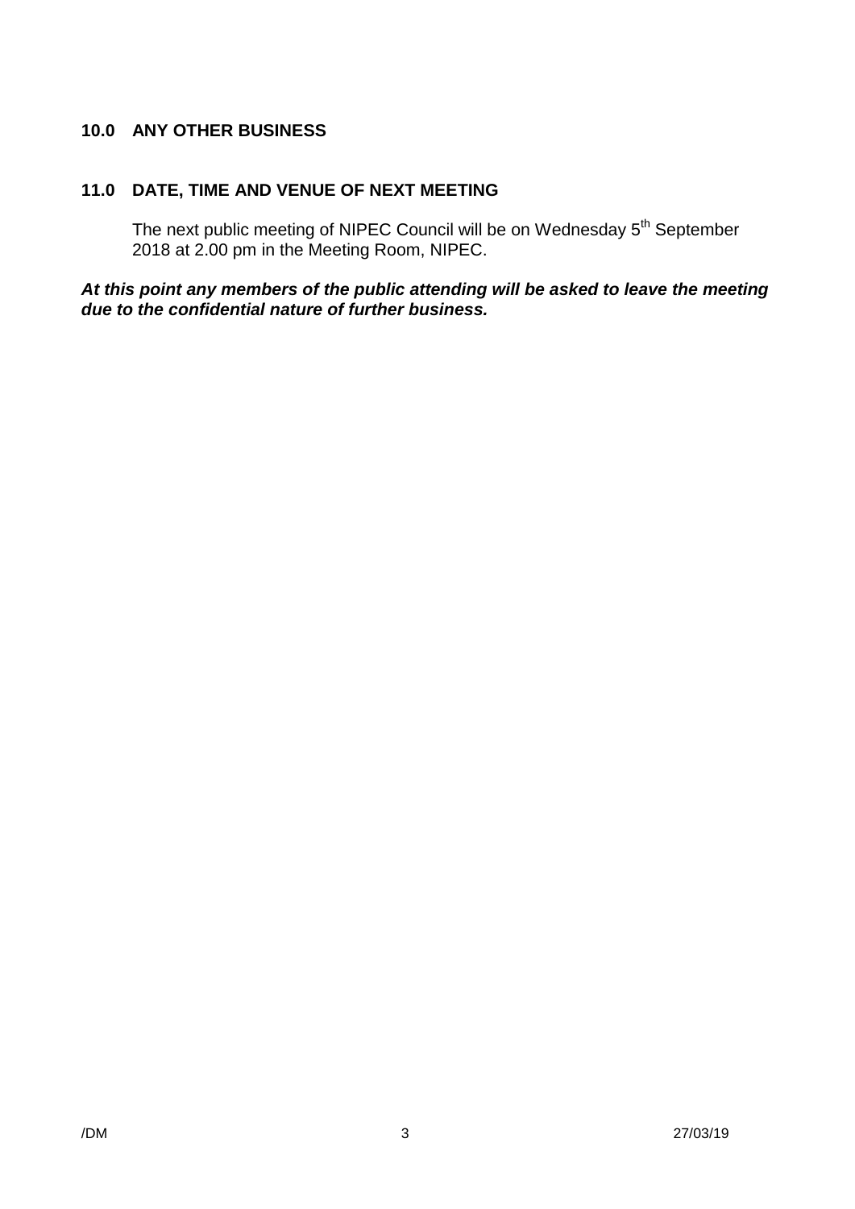## 10.0 ANY OTHER BUSINESS

## 11.0 DATE, TIME AND VENUE OF NEXT MEETING

The next public meeting of NIPEC Council will be on Wednesday 5th September 2018 at 2.00 pm in the Meeting Room, NIPEC.

***At this point any members of the public attending will be asked to leave the meeting due to the confidential nature of further business.***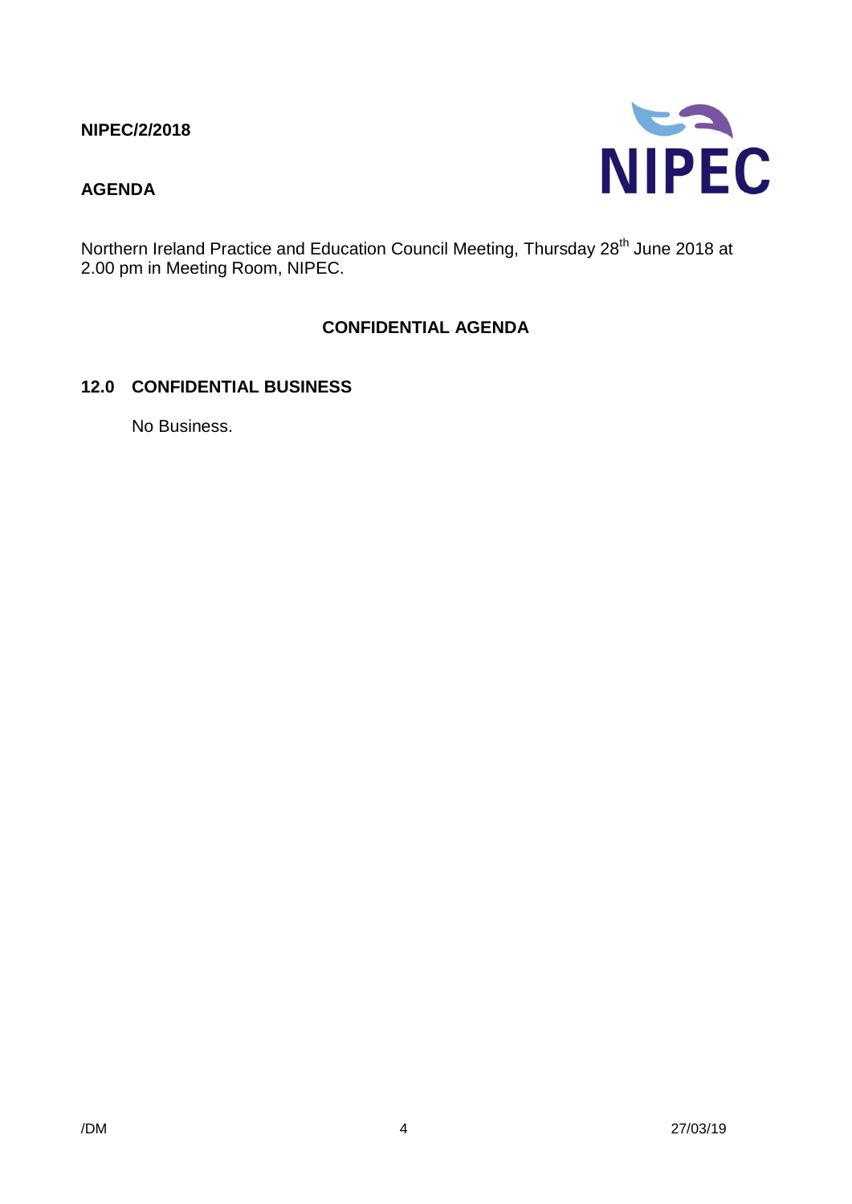**NIPEC/2/2018**

**AGENDA**

Northern Ireland Practice and Education Council Meeting, Thursday 28th June 2018 at 2.00 pm in Meeting Room, NIPEC.

## CONFIDENTIAL AGENDA

### 12.0 CONFIDENTIAL BUSINESS

No Business.